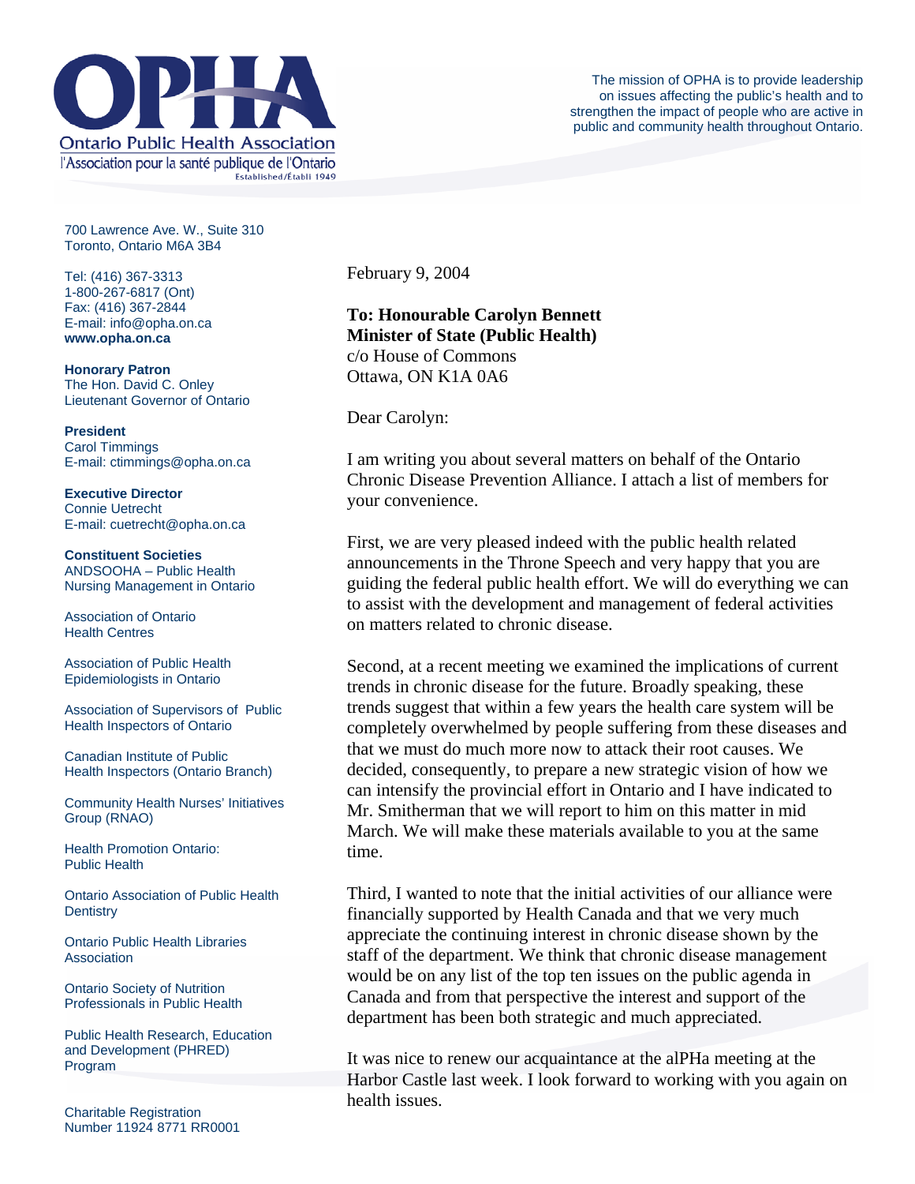# OPHA

Ontario Public Health Association

l'Association pour la santé publique de l'Ontario

Established/Établi 1949

The mission of OPHA is to provide leadership on issues affecting the public's health and to strengthen the impact of people who are active in public and community health throughout Ontario.

700 Lawrence Ave. W., Suite 310
Toronto, Ontario M6A 3B4

Tel: (416) 367-3313
1-800-267-6817 (Ont)
Fax: (416) 367-2844
E-mail: info@opha.on.ca
**www.opha.on.ca**

**Honorary Patron**
The Hon. David C. Onley
Lieutenant Governor of Ontario

**President**
Carol Timmings
E-mail: ctimmings@opha.on.ca

**Executive Director**
Connie Uetrecht
E-mail: cuetrecht@opha.on.ca

**Constituent Societies**

ANDSOOHA – Public Health Nursing Management in Ontario

Association of Ontario Health Centres

Association of Public Health Epidemiologists in Ontario

Association of Supervisors of Public Health Inspectors of Ontario

Canadian Institute of Public Health Inspectors (Ontario Branch)

Community Health Nurses' Initiatives Group (RNAO)

Health Promotion Ontario: Public Health

Ontario Association of Public Health Dentistry

Ontario Public Health Libraries Association

Ontario Society of Nutrition Professionals in Public Health

Public Health Research, Education and Development (PHRED) Program

Charitable Registration Number 11924 8771 RR0001

February 9, 2004

**To: Honourable Carolyn Bennett**
**Minister of State (Public Health)**
c/o House of Commons
Ottawa, ON K1A 0A6

Dear Carolyn:

I am writing you about several matters on behalf of the Ontario Chronic Disease Prevention Alliance. I attach a list of members for your convenience.

First, we are very pleased indeed with the public health related announcements in the Throne Speech and very happy that you are guiding the federal public health effort. We will do everything we can to assist with the development and management of federal activities on matters related to chronic disease.

Second, at a recent meeting we examined the implications of current trends in chronic disease for the future. Broadly speaking, these trends suggest that within a few years the health care system will be completely overwhelmed by people suffering from these diseases and that we must do much more now to attack their root causes. We decided, consequently, to prepare a new strategic vision of how we can intensify the provincial effort in Ontario and I have indicated to Mr. Smitherman that we will report to him on this matter in mid March. We will make these materials available to you at the same time.

Third, I wanted to note that the initial activities of our alliance were financially supported by Health Canada and that we very much appreciate the continuing interest in chronic disease shown by the staff of the department. We think that chronic disease management would be on any list of the top ten issues on the public agenda in Canada and from that perspective the interest and support of the department has been both strategic and much appreciated.

It was nice to renew our acquaintance at the alPHa meeting at the Harbor Castle last week. I look forward to working with you again on health issues.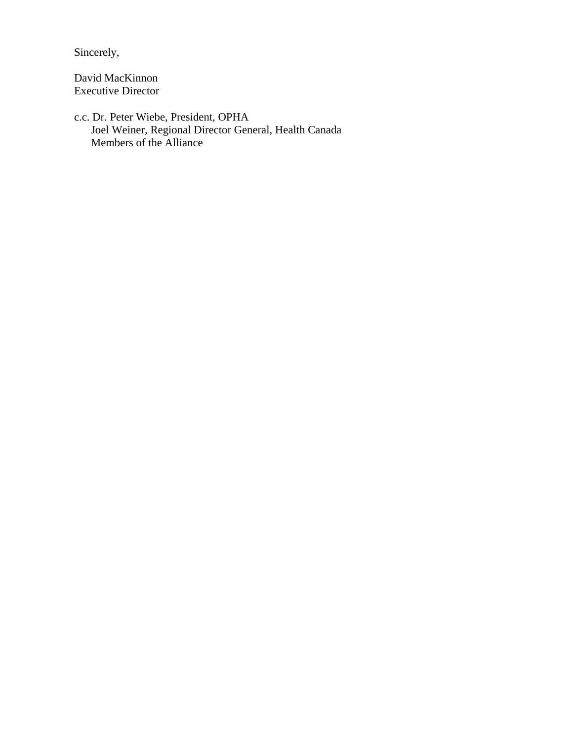Sincerely,

David MacKinnon
Executive Director

c.c. Dr. Peter Wiebe, President, OPHA
Joel Weiner, Regional Director General, Health Canada
Members of the Alliance